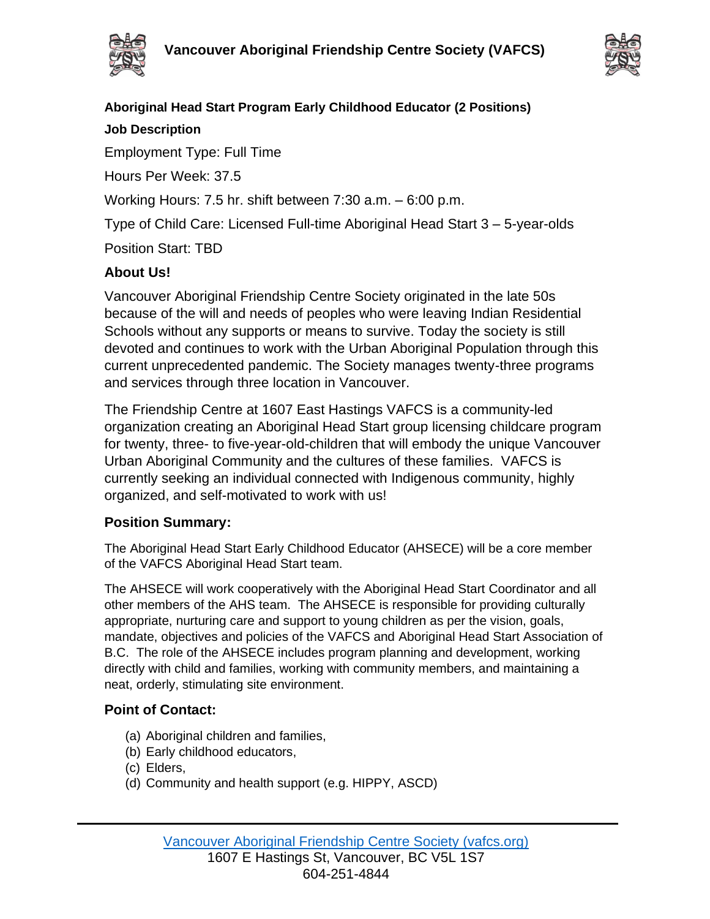# Vancouver Aboriginal Friendship Centre Society (VAFCS)

**Aboriginal Head Start Program Early Childhood Educator (2 Positions)**

**Job Description**

Employment Type: Full Time

Hours Per Week: 37.5

Working Hours: 7.5 hr. shift between 7:30 a.m. – 6:00 p.m.

Type of Child Care: Licensed Full-time Aboriginal Head Start 3 – 5-year-olds

Position Start: TBD

## About Us!

Vancouver Aboriginal Friendship Centre Society originated in the late 50s because of the will and needs of peoples who were leaving Indian Residential Schools without any supports or means to survive. Today the society is still devoted and continues to work with the Urban Aboriginal Population through this current unprecedented pandemic. The Society manages twenty-three programs and services through three location in Vancouver.

The Friendship Centre at 1607 East Hastings VAFCS is a community-led organization creating an Aboriginal Head Start group licensing childcare program for twenty, three- to five-year-old-children that will embody the unique Vancouver Urban Aboriginal Community and the cultures of these families. VAFCS is currently seeking an individual connected with Indigenous community, highly organized, and self-motivated to work with us!

## Position Summary:

The Aboriginal Head Start Early Childhood Educator (AHSECE) will be a core member of the VAFCS Aboriginal Head Start team.

The AHSECE will work cooperatively with the Aboriginal Head Start Coordinator and all other members of the AHS team. The AHSECE is responsible for providing culturally appropriate, nurturing care and support to young children as per the vision, goals, mandate, objectives and policies of the VAFCS and Aboriginal Head Start Association of B.C. The role of the AHSECE includes program planning and development, working directly with child and families, working with community members, and maintaining a neat, orderly, stimulating site environment.

## Point of Contact:

(a) Aboriginal children and families,
(b) Early childhood educators,
(c) Elders,
(d) Community and health support (e.g. HIPPY, ASCD)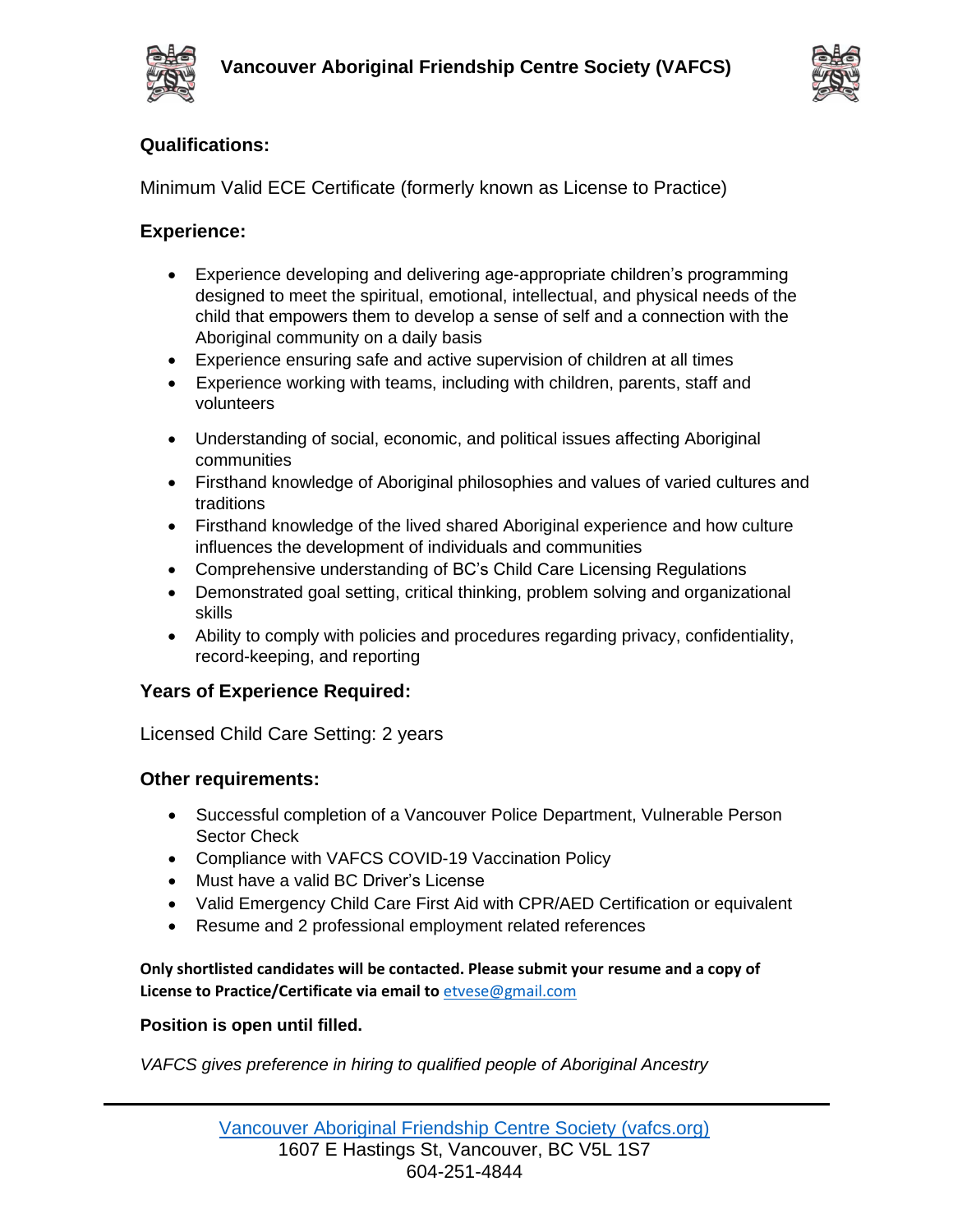**Qualifications:**

Minimum Valid ECE Certificate (formerly known as License to Practice)

**Experience:**

- Experience developing and delivering age-appropriate children's programming designed to meet the spiritual, emotional, intellectual, and physical needs of the child that empowers them to develop a sense of self and a connection with the Aboriginal community on a daily basis
- Experience ensuring safe and active supervision of children at all times
- Experience working with teams, including with children, parents, staff and volunteers
- Understanding of social, economic, and political issues affecting Aboriginal communities
- Firsthand knowledge of Aboriginal philosophies and values of varied cultures and traditions
- Firsthand knowledge of the lived shared Aboriginal experience and how culture influences the development of individuals and communities
- Comprehensive understanding of BC's Child Care Licensing Regulations
- Demonstrated goal setting, critical thinking, problem solving and organizational skills
- Ability to comply with policies and procedures regarding privacy, confidentiality, record-keeping, and reporting

**Years of Experience Required:**

Licensed Child Care Setting: 2 years

**Other requirements:**

- Successful completion of a Vancouver Police Department, Vulnerable Person Sector Check
- Compliance with VAFCS COVID-19 Vaccination Policy
- Must have a valid BC Driver's License
- Valid Emergency Child Care First Aid with CPR/AED Certification or equivalent
- Resume and 2 professional employment related references

**Only shortlisted candidates will be contacted. Please submit your resume and a copy of License to Practice/Certificate via email to** etvese@gmail.com

**Position is open until filled.**

*VAFCS gives preference in hiring to qualified people of Aboriginal Ancestry*

Vancouver Aboriginal Friendship Centre Society (vafcs.org)
1607 E Hastings St, Vancouver, BC V5L 1S7
604-251-4844